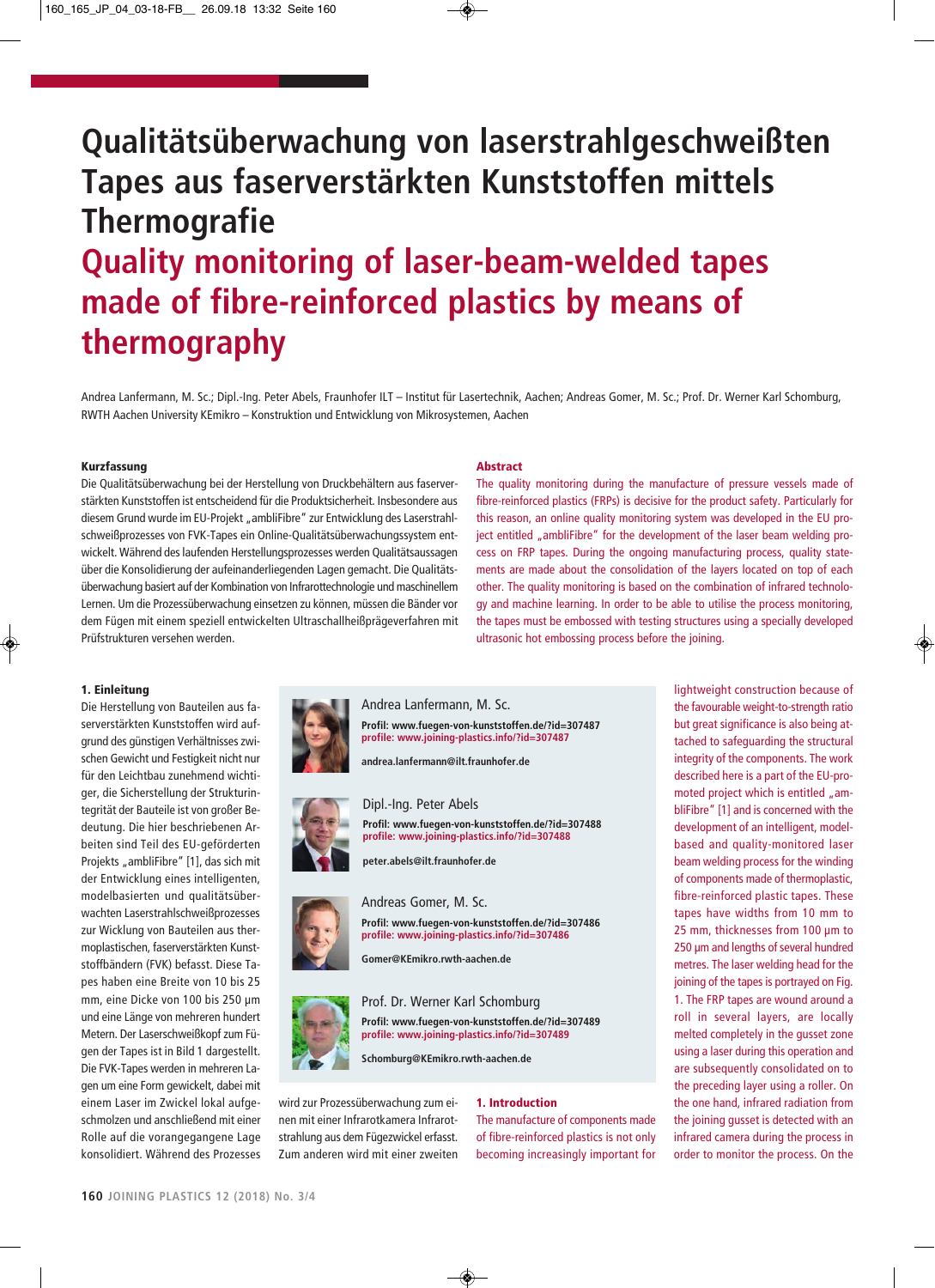# Qualitätsüberwachung von laserstrahlgeschweißten Tapes aus faserverstärkten Kunststoffen mittels Thermografie

# Quality monitoring of laser-beam-welded tapes made of fibre-reinforced plastics by means of thermography

Andrea Lanfermann, M. Sc.; Dipl.-Ing. Peter Abels, Fraunhofer ILT – Institut für Lasertechnik, Aachen; Andreas Gomer, M. Sc.; Prof. Dr. Werner Karl Schomburg, RWTH Aachen University KEmikro – Konstruktion und Entwicklung von Mikrosystemen, Aachen

**Kurzfassung**

Die Qualitätsüberwachung bei der Herstellung von Druckbehältern aus faserverstärkten Kunststoffen ist entscheidend für die Produktsicherheit. Insbesondere aus diesem Grund wurde im EU-Projekt „ambliFibre" zur Entwicklung des Laserstrahlschweißprozesses von FVK-Tapes ein Online-Qualitätsüberwachungssystem entwickelt. Während des laufenden Herstellungsprozesses werden Qualitätsaussagen über die Konsolidierung der aufeinanderliegenden Lagen gemacht. Die Qualitätsüberwachung basiert auf der Kombination von Infrarottechnologie und maschinellem Lernen. Um die Prozessüberwachung einsetzen zu können, müssen die Bänder vor dem Fügen mit einem speziell entwickelten Ultraschallheißprägeverfahren mit Prüfstrukturen versehen werden.

**Abstract**

The quality monitoring during the manufacture of pressure vessels made of fibre-reinforced plastics (FRPs) is decisive for the product safety. Particularly for this reason, an online quality monitoring system was developed in the EU project entitled „ambliFibre" for the development of the laser beam welding process on FRP tapes. During the ongoing manufacturing process, quality statements are made about the consolidation of the layers located on top of each other. The quality monitoring is based on the combination of infrared technology and machine learning. In order to be able to utilise the process monitoring, the tapes must be embossed with testing structures using a specially developed ultrasonic hot embossing process before the joining.

Andrea Lanfermann, M. Sc.
Profil: www.fuegen-von-kunststoffen.de/?id=307487
profile: www.joining-plastics.info/?id=307487
andrea.lanfermann@ilt.fraunhofer.de

Dipl.-Ing. Peter Abels
Profil: www.fuegen-von-kunststoffen.de/?id=307488
profile: www.joining-plastics.info/?id=307488
peter.abels@ilt.fraunhofer.de

Andreas Gomer, M. Sc.
Profil: www.fuegen-von-kunststoffen.de/?id=307486
profile: www.joining-plastics.info/?id=307486
Gomer@KEmikro.rwth-aachen.de

Prof. Dr. Werner Karl Schomburg
Profil: www.fuegen-von-kunststoffen.de/?id=307489
profile: www.joining-plastics.info/?id=307489
Schomburg@KEmikro.rwth-aachen.de

## 1. Einleitung

Die Herstellung von Bauteilen aus faserverstärkten Kunststoffen wird aufgrund des günstigen Verhältnisses zwischen Gewicht und Festigkeit nicht nur für den Leichtbau zunehmend wichtiger, die Sicherstellung der Strukturintegrität der Bauteile ist von großer Bedeutung. Die hier beschriebenen Arbeiten sind Teil des EU-geförderten Projekts „ambliFibre" [1], das sich mit der Entwicklung eines intelligenten, modelbasierten und qualitätsüberwachten Laserstrahlschweißprozesses zur Wicklung von Bauteilen aus thermoplastischen, faserverstärkten Kunststoffbändern (FVK) befasst. Diese Tapes haben eine Breite von 10 bis 25 mm, eine Dicke von 100 bis 250 µm und eine Länge von mehreren hundert Metern. Der Laserschweißkopf zum Fügen der Tapes ist in Bild 1 dargestellt. Die FVK-Tapes werden in mehreren Lagen um eine Form gewickelt, dabei mit einem Laser im Zwickel lokal aufgeschmolzen und anschließend mit einer Rolle auf die vorangegangene Lage konsolidiert. Während des Prozesses wird zur Prozessüberwachung zum einen mit einer Infrarotkamera Infrarotstrahlung aus dem Fügezwickel erfasst. Zum anderen wird mit einer zweiten

## 1. Introduction

The manufacture of components made of fibre-reinforced plastics is not only becoming increasingly important for lightweight construction because of the favourable weight-to-strength ratio but great significance is also being attached to safeguarding the structural integrity of the components. The work described here is a part of the EU-promoted project which is entitled „ambliFibre" [1] and is concerned with the development of an intelligent, model-based and quality-monitored laser beam welding process for the winding of components made of thermoplastic, fibre-reinforced plastic tapes. These tapes have widths from 10 mm to 25 mm, thicknesses from 100 µm to 250 µm and lengths of several hundred metres. The laser welding head for the joining of the tapes is portrayed on Fig. 1. The FRP tapes are wound around a roll in several layers, are locally melted completely in the gusset zone using a laser during this operation and are subsequently consolidated on to the preceding layer using a roller. On the one hand, infrared radiation from the joining gusset is detected with an infrared camera during the process in order to monitor the process. On the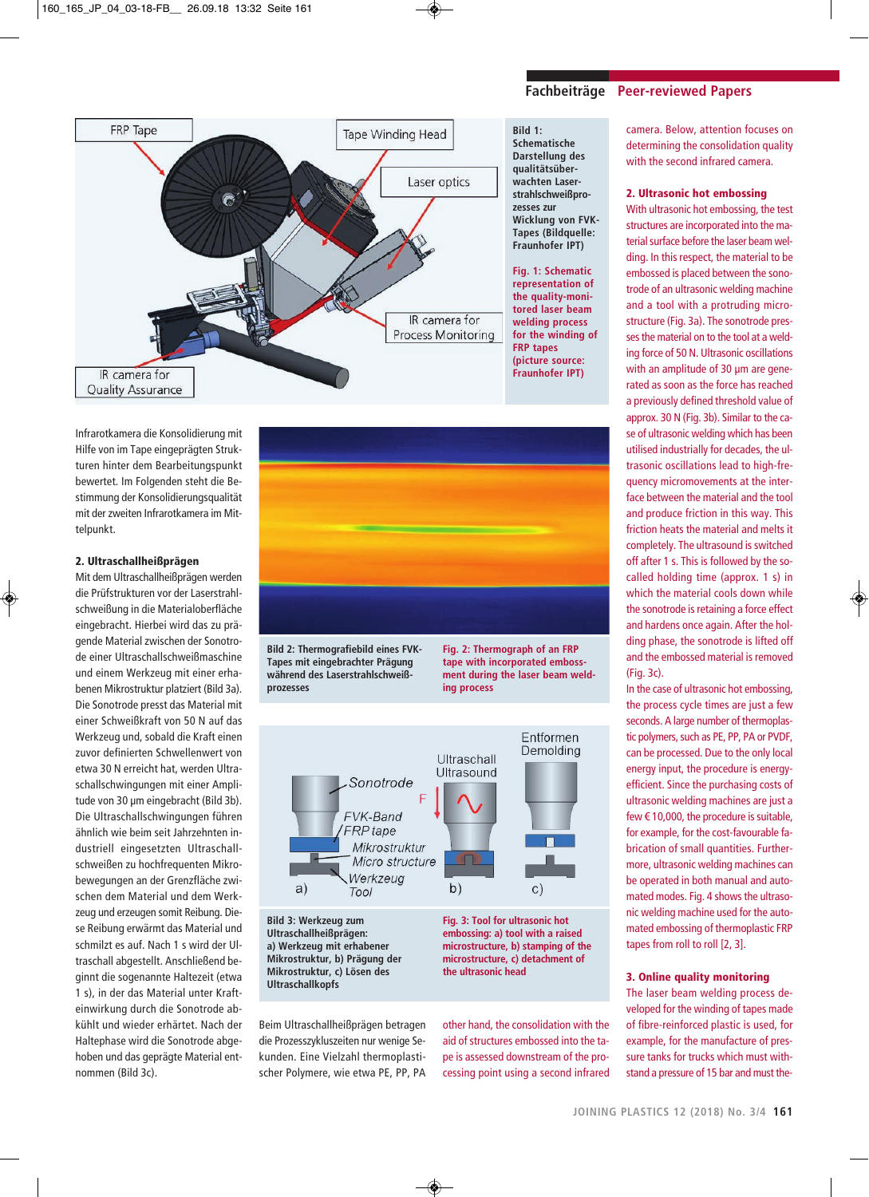Bild 1: Schematische Darstellung des qualitätsüberwachten Laserstrahlschweißprozesses zur Wicklung von FVK-Tapes (Bildquelle: Fraunhofer IPT)

Fig. 1: Schematic representation of the quality-monitored laser beam welding process for the winding of FRP tapes (picture source: Fraunhofer IPT)

Infrarotkamera die Konsolidierung mit Hilfe von im Tape eingeprägten Strukturen hinter dem Bearbeitungspunkt bewertet. Im Folgenden steht die Bestimmung der Konsolidierungsqualität mit der zweiten Infrarotkamera im Mittelpunkt.

## 2. Ultraschallheißprägen

Mit dem Ultraschallheißprägen werden die Prüfstrukturen vor der Laserstrahlschweißung in die Materialoberfläche eingebracht. Hierbei wird das zu prägende Material zwischen der Sonotrode einer Ultraschallschweißmaschine und einem Werkzeug mit einer erhabenen Mikrostruktur platziert (Bild 3a). Die Sonotrode presst das Material mit einer Schweißkraft von 50 N auf das Werkzeug und, sobald die Kraft einen zuvor definierten Schwellenwert von etwa 30 N erreicht hat, werden Ultraschallschwingungen mit einer Amplitude von 30 µm eingebracht (Bild 3b). Die Ultraschallschwingungen führen ähnlich wie beim seit Jahrzehnten industriell eingesetzten Ultraschallschweißen zu hochfrequenten Mikrobewegungen an der Grenzfläche zwischen dem Material und dem Werkzeug und erzeugen somit Reibung. Diese Reibung erwärmt das Material und schmilzt es auf. Nach 1 s wird der Ultraschall abgestellt. Anschließend beginnt die sogenannte Haltezeit (etwa 1 s), in der das Material unter Krafteinwirkung durch die Sonotrode abkühlt und wieder erhärtet. Nach der Haltephase wird die Sonotrode abgehoben und das geprägte Material entnommen (Bild 3c).

Bild 2: Thermografiebild eines FVK-Tapes mit eingebrachter Prägung während des Laserstrahlschweißprozesses

Fig. 2: Thermograph of an FRP tape with incorporated embossment during the laser beam welding process

Bild 3: Werkzeug zum Ultraschallheißprägen: a) Werkzeug mit erhabener Mikrostruktur, b) Prägung der Mikrostruktur, c) Lösen des Ultraschallkopfs

Fig. 3: Tool for ultrasonic hot embossing: a) tool with a raised microstructure, b) stamping of the microstructure, c) detachment of the ultrasonic head

Beim Ultraschallheißprägen betragen die Prozesszykluszeiten nur wenige Sekunden. Eine Vielzahl thermoplastischer Polymere, wie etwa PE, PP, PA

other hand, the consolidation with the aid of structures embossed into the tape is assessed downstream of the processing point using a second infrared camera. Below, attention focuses on determining the consolidation quality with the second infrared camera.

## 2. Ultrasonic hot embossing

With ultrasonic hot embossing, the test structures are incorporated into the material surface before the laser beam welding. In this respect, the material to be embossed is placed between the sonotrode of an ultrasonic welding machine and a tool with a protruding microstructure (Fig. 3a). The sonotrode presses the material on to the tool at a welding force of 50 N. Ultrasonic oscillations with an amplitude of 30 µm are generated as soon as the force has reached a previously defined threshold value of approx. 30 N (Fig. 3b). Similar to the case of ultrasonic welding which has been utilised industrially for decades, the ultrasonic oscillations lead to high-frequency micromovements at the interface between the material and the tool and produce friction in this way. This friction heats the material and melts it completely. The ultrasound is switched off after 1 s. This is followed by the so-called holding time (approx. 1 s) in which the material cools down while the sonotrode is retaining a force effect and hardens once again. After the holding phase, the sonotrode is lifted off and the embossed material is removed (Fig. 3c).

In the case of ultrasonic hot embossing, the process cycle times are just a few seconds. A large number of thermoplastic polymers, such as PE, PP, PA or PVDF, can be processed. Due to the only local energy input, the procedure is energy-efficient. Since the purchasing costs of ultrasonic welding machines are just a few € 10,000, the procedure is suitable, for example, for the cost-favourable fabrication of small quantities. Furthermore, ultrasonic welding machines can be operated in both manual and automated modes. Fig. 4 shows the ultrasonic welding machine used for the automated embossing of thermoplastic FRP tapes from roll to roll [2, 3].

## 3. Online quality monitoring

The laser beam welding process developed for the winding of tapes made of fibre-reinforced plastic is used, for example, for the manufacture of pressure tanks for trucks which must withstand a pressure of 15 bar and must the-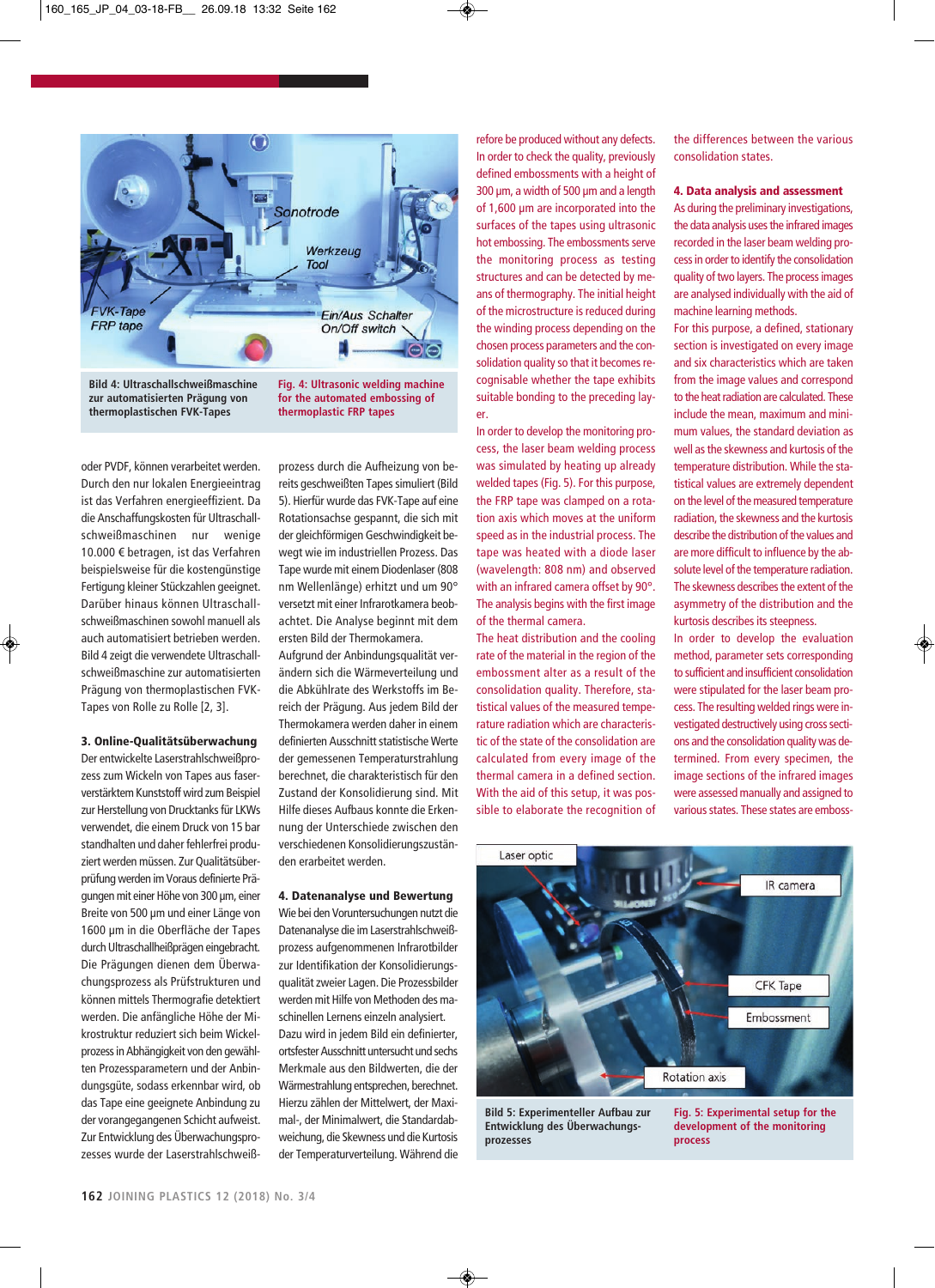Bild 4: Ultraschallschweißmaschine zur automatisierten Prägung von thermoplastischen FVK-Tapes

Fig. 4: Ultrasonic welding machine for the automated embossing of thermoplastic FRP tapes

oder PVDF, können verarbeitet werden. Durch den nur lokalen Energieeintrag ist das Verfahren energieeffizient. Da die Anschaffungskosten für Ultraschallschweißmaschinen nur wenige 10.000 € betragen, ist das Verfahren beispielsweise für die kostengünstige Fertigung kleiner Stückzahlen geeignet. Darüber hinaus können Ultraschallschweißmaschinen sowohl manuell als auch automatisiert betrieben werden. Bild 4 zeigt die verwendete Ultraschallschweißmaschine zur automatisierten Prägung von thermoplastischen FVK-Tapes von Rolle zu Rolle [2, 3].

### 3. Online-Qualitätsüberwachung

Der entwickelte Laserstrahlschweißprozess zum Wickeln von Tapes aus faserverstärktem Kunststoff wird zum Beispiel zur Herstellung von Drucktanks für LKWs verwendet, die einem Druck von 15 bar standhalten und daher fehlerfrei produziert werden müssen. Zur Qualitätsüberprüfung werden im Voraus definierte Prägungen mit einer Höhe von 300 µm, einer Breite von 500 µm und einer Länge von 1600 µm in die Oberfläche der Tapes durch Ultraschallheißprägen eingebracht. Die Prägungen dienen dem Überwachungsprozess als Prüfstrukturen und können mittels Thermografie detektiert werden. Die anfängliche Höhe der Mikrostruktur reduziert sich beim Wickelprozess in Abhängigkeit von den gewählten Prozessparametern und der Anbindungsgüte, sodass erkennbar wird, ob das Tape eine geeignete Anbindung zu der vorangegangenen Schicht aufweist. Zur Entwicklung des Überwachungsprozesses wurde der Laserstrahlschweißprozess durch die Aufheizung von bereits geschweißten Tapes simuliert (Bild 5). Hierfür wurde das FVK-Tape auf eine Rotationsachse gespannt, die sich mit der gleichförmigen Geschwindigkeit bewegt wie im industriellen Prozess. Das Tape wurde mit einem Diodenlaser (808 nm Wellenlänge) erhitzt und um 90° versetzt mit einer Infrarotkamera beobachtet. Die Analyse beginnt mit dem ersten Bild der Thermokamera.

Aufgrund der Anbindungsqualität verändern sich die Wärmeverteilung und die Abkühlrate des Werkstoffs im Bereich der Prägung. Aus jedem Bild der Thermokamera werden daher in einem definierten Ausschnitt statistische Werte der gemessenen Temperaturstrahlung berechnet, die charakteristisch für den Zustand der Konsolidierung sind. Mit Hilfe dieses Aufbaus konnte die Erkennung der Unterschiede zwischen den verschiedenen Konsolidierungszuständen erarbeitet werden.

### 4. Datenanalyse und Bewertung

Wie bei den Voruntersuchungen nutzt die Datenanalyse die im Laserstrahlschweißprozess aufgenommenen Infrarotbilder zur Identifikation der Konsolidierungsqualität zweier Lagen. Die Prozessbilder werden mit Hilfe von Methoden des maschinellen Lernens einzeln analysiert.

Dazu wird in jedem Bild ein definierter, ortsfester Ausschnitt untersucht und sechs Merkmale aus den Bildwerten, die der Wärmestrahlung entsprechen, berechnet. Hierzu zählen der Mittelwert, der Maximal-, der Minimalwert, die Standardabweichung, die Skewness und die Kurtosis der Temperaturverteilung. Während die

refore be produced without any defects. In order to check the quality, previously defined embossments with a height of 300 µm, a width of 500 µm and a length of 1,600 µm are incorporated into the surfaces of the tapes using ultrasonic hot embossing. The embossments serve the monitoring process as testing structures and can be detected by means of thermography. The initial height of the microstructure is reduced during the winding process depending on the chosen process parameters and the consolidation quality so that it becomes recognisable whether the tape exhibits suitable bonding to the preceding layer.

In order to develop the monitoring process, the laser beam welding process was simulated by heating up already welded tapes (Fig. 5). For this purpose, the FRP tape was clamped on a rotation axis which moves at the uniform speed as in the industrial process. The tape was heated with a diode laser (wavelength: 808 nm) and observed with an infrared camera offset by 90°. The analysis begins with the first image of the thermal camera.

The heat distribution and the cooling rate of the material in the region of the embossment alter as a result of the consolidation quality. Therefore, statistical values of the measured temperature radiation which are characteristic of the state of the consolidation are calculated from every image of the thermal camera in a defined section. With the aid of this setup, it was possible to elaborate the recognition of the differences between the various consolidation states.

### 4. Data analysis and assessment

As during the preliminary investigations, the data analysis uses the infrared images recorded in the laser beam welding process in order to identify the consolidation quality of two layers. The process images are analysed individually with the aid of machine learning methods.

For this purpose, a defined, stationary section is investigated on every image and six characteristics which are taken from the image values and correspond to the heat radiation are calculated. These include the mean, maximum and minimum values, the standard deviation as well as the skewness and kurtosis of the temperature distribution. While the statistical values are extremely dependent on the level of the measured temperature radiation, the skewness and the kurtosis describe the distribution of the values and are more difficult to influence by the absolute level of the temperature radiation. The skewness describes the extent of the asymmetry of the distribution and the kurtosis describes its steepness.

In order to develop the evaluation method, parameter sets corresponding to sufficient and insufficient consolidation were stipulated for the laser beam process. The resulting welded rings were investigated destructively using cross sections and the consolidation quality was determined. From every specimen, the image sections of the infrared images were assessed manually and assigned to various states. These states are emboss-

Bild 5: Experimenteller Aufbau zur Entwicklung des Überwachungsprozesses

Fig. 5: Experimental setup for the development of the monitoring process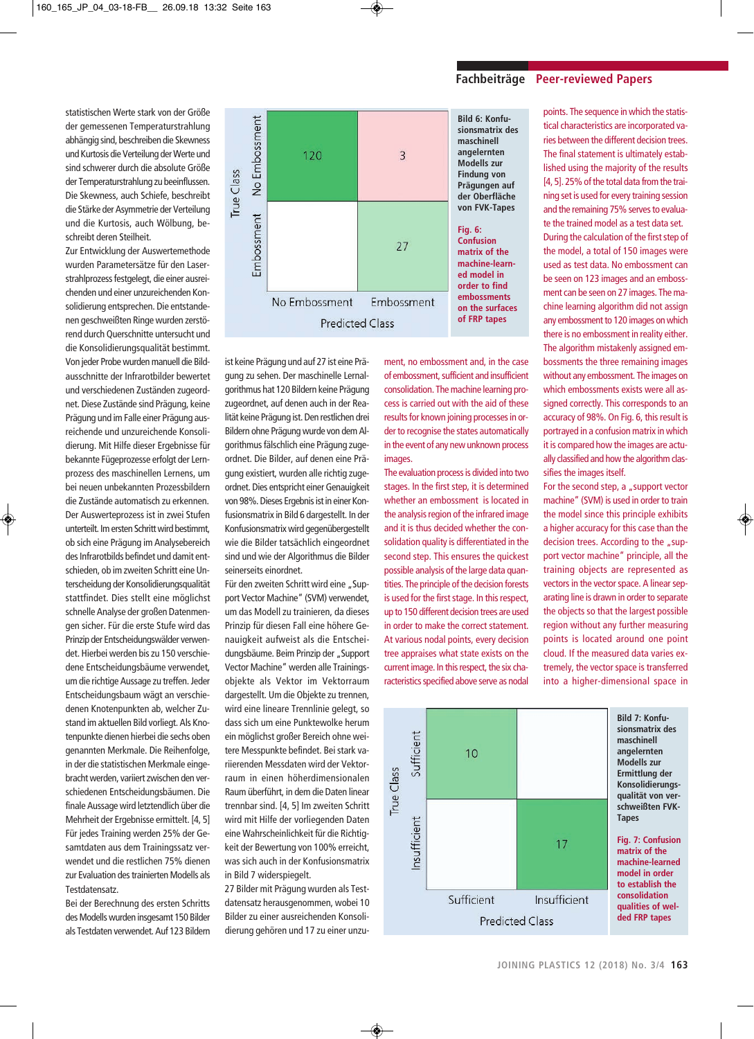statistischen Werte stark von der Größe der gemessenen Temperaturstrahlung abhängig sind, beschreiben die Skewness und Kurtosis die Verteilung der Werte und sind schwerer durch die absolute Größe der Temperaturstrahlung zu beeinflussen. Die Skewness, auch Schiefe, beschreibt die Stärke der Asymmetrie der Verteilung und die Kurtosis, auch Wölbung, beschreibt deren Steilheit.

Zur Entwicklung der Auswertemethode wurden Parametersätze für den Laserstrahlprozess festgelegt, die einer ausreichenden oder einer unzureichenden Konsolidierung entsprechen. Die entstandenen geschweißten Ringe wurden zerstörend durch Querschnitte untersucht und die Konsolidierungsqualität bestimmt. Von jeder Probe wurden manuell die Bildausschnitte der Infrarotbilder bewertet und verschiedenen Zuständen zugeordnet. Diese Zustände sind Prägung, keine Prägung und im Falle einer Prägung ausreichende und unzureichende Konsolidierung. Mit Hilfe dieser Ergebnisse für bekannte Fügeprozesse erfolgt der Lernprozess des maschinellen Lernens, um bei neuen unbekannten Prozessbildern die Zustände automatisch zu erkennen.

Der Auswerteprozess ist in zwei Stufen unterteilt. Im ersten Schritt wird bestimmt, ob eine Prägung im Analysebereich des Infrarotbilds befindet und damit entschieden, ob im zweiten Schritt eine Unterscheidung der Konsolidierungsqualität stattfindet. Dies stellt eine möglichst schnelle Analyse der großen Datenmengen sicher. Für die erste Stufe wird das Prinzip der Entscheidungswälder verwendet. Hierbei werden bis zu 150 verschiedene Entscheidungsbäume verwendet, um die richtige Aussage zu treffen. Jeder Entscheidungsbaum wägt an verschiedenen Knotenpunkten ab, welcher Zustand im aktuellen Bild vorliegt. Als Knotenpunkte dienen hierbei die sechs oben genannten Merkmale. Die Reihenfolge, in der die statistischen Merkmale eingebracht werden, variiert zwischen den verschiedenen Entscheidungsbäumen. Die finale Aussage wird letztendlich über die Mehrheit der Ergebnisse ermittelt. [4, 5] Für jedes Training werden 25% der Gesamtdaten aus dem Trainingssatz verwendet und die restlichen 75% dienen zur Evaluation des trainierten Modells als Testdatensatz.

Bei der Berechnung des ersten Schritts des Modells wurden insgesamt 150 Bilder als Testdaten verwendet. Auf 123 Bildern ist keine Prägung und auf 27 ist eine Prägung zu sehen. Der maschinelle Lernalgorithmus hat 120 Bildern keine Prägung zugeordnet, auf denen auch in der Realität keine Prägung ist. Den restlichen drei Bildern ohne Prägung wurde vom Algorithmus fälschlich eine Prägung zugeordnet. Die Bilder, auf denen eine Prägung existiert, wurden alle richtig zugeordnet. Dies entspricht einer Genauigkeit von 98%. Dieses Ergebnis ist in einer Konfusionsmatrix in Bild 6 dargestellt. In der Konfusionsmatrix wird gegenübergestellt wie die Bilder tatsächlich eingeordnet sind und wie der Algorithmus die Bilder seinerseits einordnet.

Für den zweiten Schritt wird eine „Support Vector Machine" (SVM) verwendet, um das Modell zu trainieren, da dieses Prinzip für diesen Fall eine höhere Genauigkeit aufweist als die Entscheidungsbäume. Beim Prinzip der „Support Vector Machine" werden alle Trainingsobjekte als Vektor im Vektorraum dargestellt. Um die Objekte zu trennen, wird eine lineare Trennlinie gelegt, so dass sich um eine Punktewolke herum ein möglichst großer Bereich ohne weitere Messpunkte befindet. Bei stark variierenden Messdaten wird der Vektorraum in einen höherdimensionalen Raum überführt, in dem die Daten linear trennbar sind. [4, 5] Im zweiten Schritt wird mit Hilfe der vorliegenden Daten eine Wahrscheinlichkeit für die Richtigkeit der Bewertung von 100% erreicht, was sich auch in der Konfusionsmatrix in Bild 7 widerspiegelt.

27 Bilder mit Prägung wurden als Testdatensatz herausgenommen, wobei 10 Bilder zu einer ausreichenden Konsolidierung gehören und 17 zu einer unzu-

| True Class \ Predicted Class | No Embossment | Embossment |
|---|---|---|
| No Embossment | 120 | 3 |
| Embossment | | 27 |

**Bild 6: Konfusionsmatrix des maschinell angelernten Modells zur Findung von Prägungen auf der Oberfläche von FVK-Tapes**

**Fig. 6: Confusion matrix of the machine-learned model in order to find embossments on the surfaces of FRP tapes**

ment, no embossment and, in the case of embossment, sufficient and insufficient consolidation. The machine learning process is carried out with the aid of these results for known joining processes in order to recognise the states automatically in the event of any new unknown process images.

The evaluation process is divided into two stages. In the first step, it is determined whether an embossment is located in the analysis region of the infrared image and it is thus decided whether the consolidation quality is differentiated in the second step. This ensures the quickest possible analysis of the large data quantities. The principle of the decision forests is used for the first stage. In this respect, up to 150 different decision trees are used in order to make the correct statement. At various nodal points, every decision tree appraises what state exists on the current image. In this respect, the six characteristics specified above serve as nodal points. The sequence in which the statistical characteristics are incorporated varies between the different decision trees. The final statement is ultimately established using the majority of the results [4, 5]. 25% of the total data from the training set is used for every training session and the remaining 75% serves to evaluate the trained model as a test data set.

During the calculation of the first step of the model, a total of 150 images were used as test data. No embossment can be seen on 123 images and an embossment can be seen on 27 images. The machine learning algorithm did not assign any embossment to 120 images on which there is no embossment in reality either. The algorithm mistakenly assigned embossments the three remaining images without any embossment. The images on which embossments exists were all assigned correctly. This corresponds to an accuracy of 98%. On Fig. 6, this result is portrayed in a confusion matrix in which it is compared how the images are actually classified and how the algorithm classifies the images itself.

For the second step, a „support vector machine" (SVM) is used in order to train the model since this principle exhibits a higher accuracy for this case than the decision trees. According to the „support vector machine" principle, all the training objects are represented as vectors in the vector space. A linear separating line is drawn in order to separate the objects so that the largest possible region without any further measuring points is located around one point cloud. If the measured data varies extremely, the vector space is transferred into a higher-dimensional space in

| True Class \ Predicted Class | Sufficient | Insufficient |
|---|---|---|
| Sufficient | 10 | |
| Insufficient | | 17 |

**Bild 7: Konfusionsmatrix des maschinell angelernten Modells zur Ermittlung der Konsolidierungsqualität von verschweißten FVK-Tapes**

**Fig. 7: Confusion matrix of the machine-learned model in order to establish the consolidation qualities of welded FRP tapes**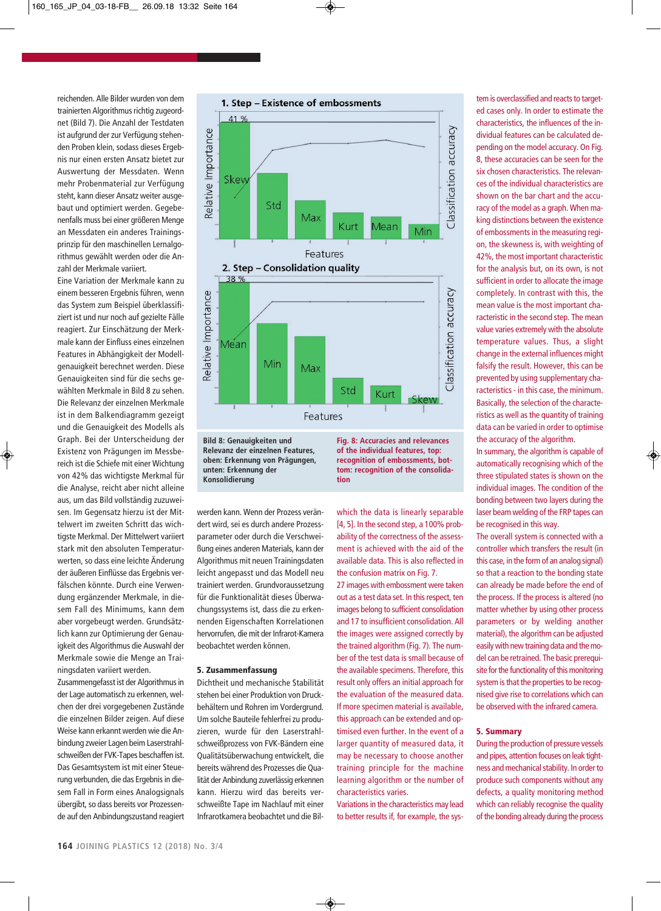reichenden. Alle Bilder wurden von dem trainierten Algorithmus richtig zugeordnet (Bild 7). Die Anzahl der Testdaten ist aufgrund der zur Verfügung stehenden Proben klein, sodass dieses Ergebnis nur einen ersten Ansatz bietet zur Auswertung der Messdaten. Wenn mehr Probenmaterial zur Verfügung steht, kann dieser Ansatz weiter ausgebaut und optimiert werden. Gegebenenfalls muss bei einer größeren Menge an Messdaten ein anderes Trainingsprinzip für den maschinellen Lernalgorithmus gewählt werden oder die Anzahl der Merkmale variiert.

Eine Variation der Merkmale kann zu einem besseren Ergebnis führen, wenn das System zum Beispiel überklassifiziert ist und nur noch auf gezielte Fälle reagiert. Zur Einschätzung der Merkmale kann der Einfluss eines einzelnen Features in Abhängigkeit der Modellgenauigkeit berechnet werden. Diese Genauigkeiten sind für die sechs gewählten Merkmale in Bild 8 zu sehen. Die Relevanz der einzelnen Merkmale ist in dem Balkendiagramm gezeigt und die Genauigkeit des Modells als Graph. Bei der Unterscheidung der Existenz von Prägungen im Messbereich ist die Schiefe mit einer Wichtung von 42% das wichtigste Merkmal für die Analyse, reicht aber nicht alleine aus, um das Bild vollständig zuzuweisen. Im Gegensatz hierzu ist der Mittelwert im zweiten Schritt das wichtigste Merkmal. Der Mittelwert variiert stark mit den absoluten Temperaturwerten, so dass eine leichte Änderung der äußeren Einflüsse das Ergebnis verfälschen könnte. Durch eine Verwendung ergänzender Merkmale, in diesem Fall des Minimums, kann dem aber vorgebeugt werden. Grundsätzlich kann zur Optimierung der Genauigkeit des Algorithmus die Auswahl der Merkmale sowie die Menge an Trainingsdaten variiert werden.

Zusammengefasst ist der Algorithmus in der Lage automatisch zu erkennen, welchen der drei vorgegebenen Zustände die einzelnen Bilder zeigen. Auf diese Weise kann erkannt werden wie die Anbindung zweier Lagen beim Laserstrahlschweißen der FVK-Tapes beschaffen ist. Das Gesamtsystem ist mit einer Steuerung verbunden, die das Ergebnis in diesem Fall in Form eines Analogsignals übergibt, so dass bereits vor Prozessende auf den Anbindungszustand reagiert werden kann. Wenn der Prozess verändert wird, sei es durch andere Prozessparameter oder durch die Verschweißung eines anderen Materials, kann der Algorithmus mit neuen Trainingsdaten leicht angepasst und das Modell neu trainiert werden. Grundvoraussetzung für die Funktionalität dieses Überwachungssystems ist, dass die zu erkennenden Eigenschaften Korrelationen hervorrufen, die mit der Infrarot-Kamera beobachtet werden können.

### 5. Zusammenfassung

Dichtheit und mechanische Stabilität stehen bei einer Produktion von Druckbehältern und Rohren im Vordergrund. Um solche Bauteile fehlerfrei zu produzieren, wurde für den Laserstrahlschweißprozess von FVK-Bändern eine Qualitätsüberwachung entwickelt, die bereits während des Prozesses die Qualität der Anbindung zuverlässig erkennen kann. Hierzu wird das bereits verschweißte Tape im Nachlauf mit einer Infrarotkamera beobachtet und die Bil-

**Bild 8: Genauigkeiten und Relevanz der einzelnen Features, oben: Erkennung von Prägungen, unten: Erkennung der Konsolidierung**

**Fig. 8: Accuracies and relevances of the individual features, top: recognition of embossments, bottom: recognition of the consolidation**

which the data is linearly separable [4, 5]. In the second step, a 100% probability of the correctness of the assessment is achieved with the aid of the available data. This is also reflected in the confusion matrix on Fig. 7.

27 images with embossment were taken out as a test data set. In this respect, ten images belong to sufficient consolidation and 17 to insufficient consolidation. All the images were assigned correctly by the trained algorithm (Fig. 7). The number of the test data is small because of the available specimens. Therefore, this result only offers an initial approach for the evaluation of the measured data. If more specimen material is available, this approach can be extended and optimised even further. In the event of a larger quantity of measured data, it may be necessary to choose another training principle for the machine learning algorithm or the number of characteristics varies.

Variations in the characteristics may lead to better results if, for example, the system is overclassified and reacts to targeted cases only. In order to estimate the characteristics, the influences of the individual features can be calculated depending on the model accuracy. On Fig. 8, these accuracies can be seen for the six chosen characteristics. The relevances of the individual characteristics are shown on the bar chart and the accuracy of the model as a graph. When making distinctions between the existence of embossments in the measuring region, the skewness is, with weighting of 42%, the most important characteristic for the analysis but, on its own, is not sufficient in order to allocate the image completely. In contrast with this, the mean value is the most important characteristic in the second step. The mean value varies extremely with the absolute temperature values. Thus, a slight change in the external influences might falsify the result. However, this can be prevented by using supplementary characteristics - in this case, the minimum. Basically, the selection of the characteristics as well as the quantity of training data can be varied in order to optimise the accuracy of the algorithm.

In summary, the algorithm is capable of automatically recognising which of the three stipulated states is shown on the individual images. The condition of the bonding between two layers during the laser beam welding of the FRP tapes can be recognised in this way.

The overall system is connected with a controller which transfers the result (in this case, in the form of an analog signal) so that a reaction to the bonding state can already be made before the end of the process. If the process is altered (no matter whether by using other process parameters or by welding another material), the algorithm can be adjusted easily with new training data and the model can be retrained. The basic prerequisite for the functionality of this monitoring system is that the properties to be recognised give rise to correlations which can be observed with the infrared camera.

### 5. Summary

During the production of pressure vessels and pipes, attention focuses on leak tightness and mechanical stability. In order to produce such components without any defects, a quality monitoring method which can reliably recognise the quality of the bonding already during the process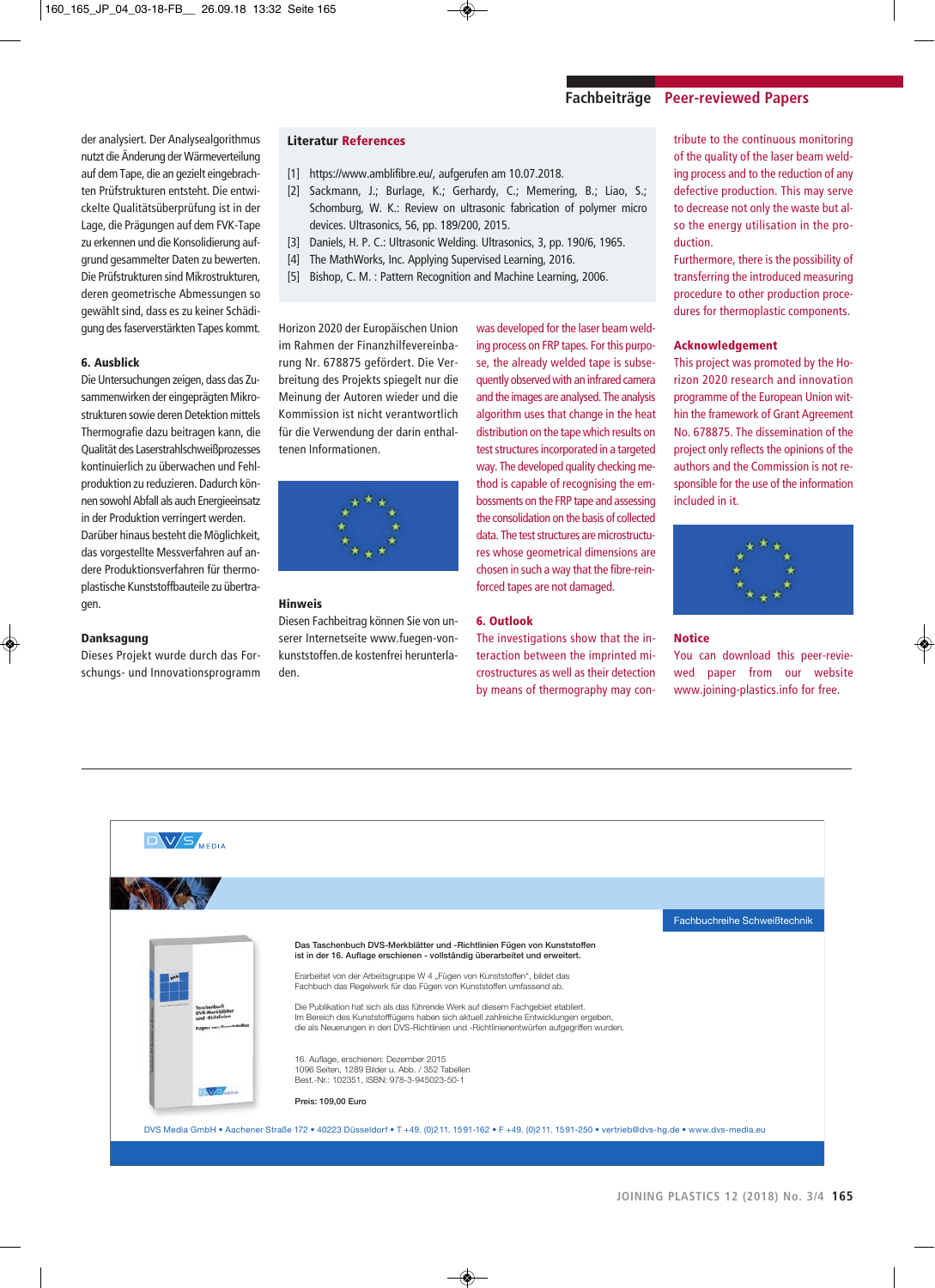der analysiert. Der Analysealgorithmus nutzt die Änderung der Wärmeverteilung auf dem Tape, die an gezielt eingebrachten Prüfstrukturen entsteht. Die entwickelte Qualitätsüberprüfung ist in der Lage, die Prägungen auf dem FVK-Tape zu erkennen und die Konsolidierung aufgrund gesammelter Daten zu bewerten. Die Prüfstrukturen sind Mikrostrukturen, deren geometrische Abmessungen so gewählt sind, dass es zu keiner Schädigung des faserverstärkten Tapes kommt.

## 6. Ausblick

Die Untersuchungen zeigen, dass das Zusammenwirken der eingeprägten Mikrostrukturen sowie deren Detektion mittels Thermografie dazu beitragen kann, die Qualität des Laserstrahlschweißprozesses kontinuierlich zu überwachen und Fehlproduktion zu reduzieren. Dadurch können sowohl Abfall als auch Energieeinsatz in der Produktion verringert werden. Darüber hinaus besteht die Möglichkeit, das vorgestellte Messverfahren auf andere Produktionsverfahren für thermoplastische Kunststoffbauteile zu übertragen.

## Danksagung

Dieses Projekt wurde durch das Forschungs- und Innovationsprogramm Horizon 2020 der Europäischen Union im Rahmen der Finanzhilfevereinbarung Nr. 678875 gefördert. Die Verbreitung des Projekts spiegelt nur die Meinung der Autoren wieder und die Kommission ist nicht verantwortlich für die Verwendung der darin enthaltenen Informationen.

## Hinweis

Diesen Fachbeitrag können Sie von unserer Internetseite www.fuegen-von-kunststoffen.de kostenfrei herunterladen.

## Literatur References

[1] https://www.amblifibre.eu/, aufgerufen am 10.07.2018.

[2] Sackmann, J.; Burlage, K.; Gerhardy, C.; Memering, B.; Liao, S.; Schomburg, W. K.: Review on ultrasonic fabrication of polymer micro devices. Ultrasonics, 56, pp. 189/200, 2015.

[3] Daniels, H. P. C.: Ultrasonic Welding. Ultrasonics, 3, pp. 190/6, 1965.

[4] The MathWorks, Inc. Applying Supervised Learning, 2016.

[5] Bishop, C. M. : Pattern Recognition and Machine Learning, 2006.

was developed for the laser beam welding process on FRP tapes. For this purpose, the already welded tape is subsequently observed with an infrared camera and the images are analysed. The analysis algorithm uses that change in the heat distribution on the tape which results on test structures incorporated in a targeted way. The developed quality checking method is capable of recognising the embossments on the FRP tape and assessing the consolidation on the basis of collected data. The test structures are microstructures whose geometrical dimensions are chosen in such a way that the fibre-reinforced tapes are not damaged.

## 6. Outlook

The investigations show that the interaction between the imprinted microstructures as well as their detection by means of thermography may contribute to the continuous monitoring of the quality of the laser beam welding process and to the reduction of any defective production. This may serve to decrease not only the waste but also the energy utilisation in the production.

Furthermore, there is the possibility of transferring the introduced measuring procedure to other production procedures for thermoplastic components.

## Acknowledgement

This project was promoted by the Horizon 2020 research and innovation programme of the European Union within the framework of Grant Agreement No. 678875. The dissemination of the project only reflects the opinions of the authors and the Commission is not responsible for the use of the information included in it.

## Notice

You can download this peer-reviewed paper from our website www.joining-plastics.info for free.

---

DVS MEDIA

Fachbuchreihe Schweißtechnik

**Das Taschenbuch DVS-Merkblätter und -Richtlinien Fügen von Kunststoffen ist in der 16. Auflage erschienen - vollständig überarbeitet und erweitert.**

Erarbeitet von der Arbeitsgruppe W 4 „Fügen von Kunststoffen", bildet das Fachbuch das Regelwerk für das Fügen von Kunststoffen umfassend ab.

Die Publikation hat sich als das führende Werk auf diesem Fachgebiet etabliert. Im Bereich des Kunststofffügens haben sich aktuell zahlreiche Entwicklungen ergeben, die als Neuerungen in den DVS-Richtlinien und -Richtlinienentwürfen aufgegriffen wurden.

16. Auflage, erschienen: Dezember 2015
1096 Seiten, 1289 Bilder u. Abb. / 352 Tabellen
Best.-Nr.: 102351, ISBN: 978-3-945023-50-1

**Preis: 109,00 Euro**

DVS Media GmbH • Aachener Straße 172 • 40223 Düsseldorf • T +49. (0)211. 1591-162 • F +49. (0)211. 1591-250 • vertrieb@dvs-hg.de • www.dvs-media.eu